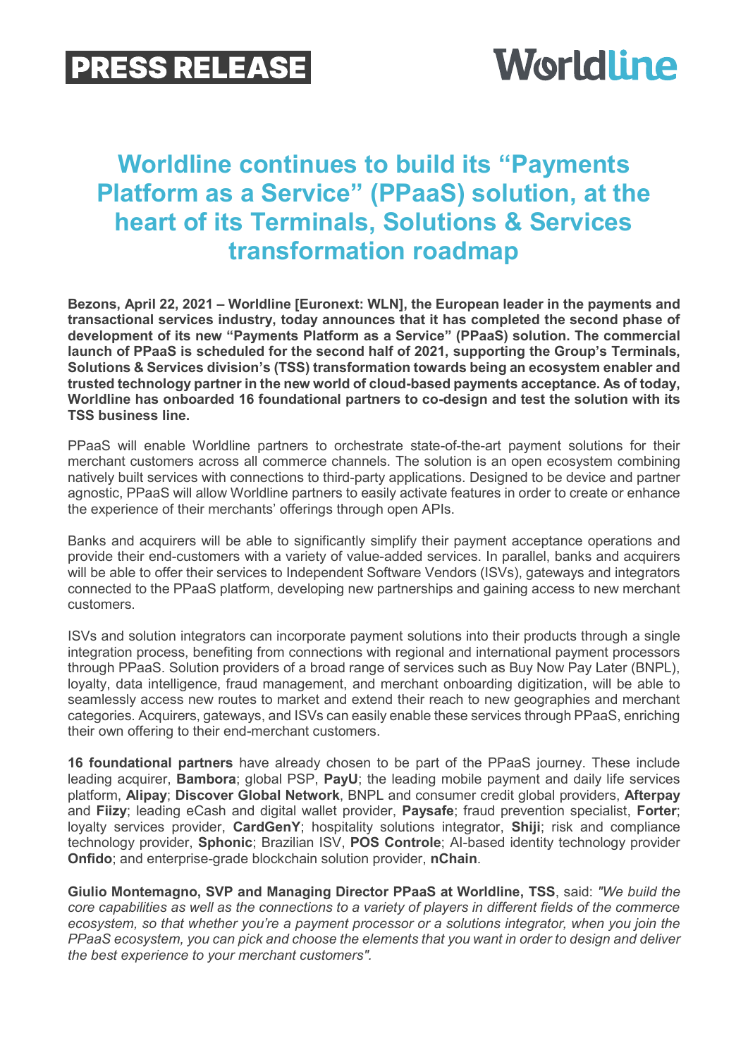**PRESS RELEASE**

**Worldline**

# Worldline continues to build its "Payments Platform as a Service" (PPaaS) solution, at the heart of its Terminals, Solutions & Services transformation roadmap

**Bezons, April 22, 2021 – Worldline [Euronext: WLN], the European leader in the payments and transactional services industry, today announces that it has completed the second phase of development of its new "Payments Platform as a Service" (PPaaS) solution. The commercial launch of PPaaS is scheduled for the second half of 2021, supporting the Group's Terminals, Solutions & Services division's (TSS) transformation towards being an ecosystem enabler and trusted technology partner in the new world of cloud-based payments acceptance. As of today, Worldline has onboarded 16 foundational partners to co-design and test the solution with its TSS business line.**

PPaaS will enable Worldline partners to orchestrate state-of-the-art payment solutions for their merchant customers across all commerce channels. The solution is an open ecosystem combining natively built services with connections to third-party applications. Designed to be device and partner agnostic, PPaaS will allow Worldline partners to easily activate features in order to create or enhance the experience of their merchants' offerings through open APIs.

Banks and acquirers will be able to significantly simplify their payment acceptance operations and provide their end-customers with a variety of value-added services. In parallel, banks and acquirers will be able to offer their services to Independent Software Vendors (ISVs), gateways and integrators connected to the PPaaS platform, developing new partnerships and gaining access to new merchant customers.

ISVs and solution integrators can incorporate payment solutions into their products through a single integration process, benefiting from connections with regional and international payment processors through PPaaS. Solution providers of a broad range of services such as Buy Now Pay Later (BNPL), loyalty, data intelligence, fraud management, and merchant onboarding digitization, will be able to seamlessly access new routes to market and extend their reach to new geographies and merchant categories. Acquirers, gateways, and ISVs can easily enable these services through PPaaS, enriching their own offering to their end-merchant customers.

**16 foundational partners** have already chosen to be part of the PPaaS journey. These include leading acquirer, **Bambora**; global PSP, **PayU**; the leading mobile payment and daily life services platform, **Alipay**; **Discover Global Network**, BNPL and consumer credit global providers, **Afterpay** and **Fiizy**; leading eCash and digital wallet provider, **Paysafe**; fraud prevention specialist, **Forter**; loyalty services provider, **CardGenY**; hospitality solutions integrator, **Shiji**; risk and compliance technology provider, **Sphonic**; Brazilian ISV, **POS Controle**; AI-based identity technology provider **Onfido**; and enterprise-grade blockchain solution provider, **nChain**.

**Giulio Montemagno, SVP and Managing Director PPaaS at Worldline, TSS**, said: *"We build the core capabilities as well as the connections to a variety of players in different fields of the commerce ecosystem, so that whether you're a payment processor or a solutions integrator, when you join the PPaaS ecosystem, you can pick and choose the elements that you want in order to design and deliver the best experience to your merchant customers".*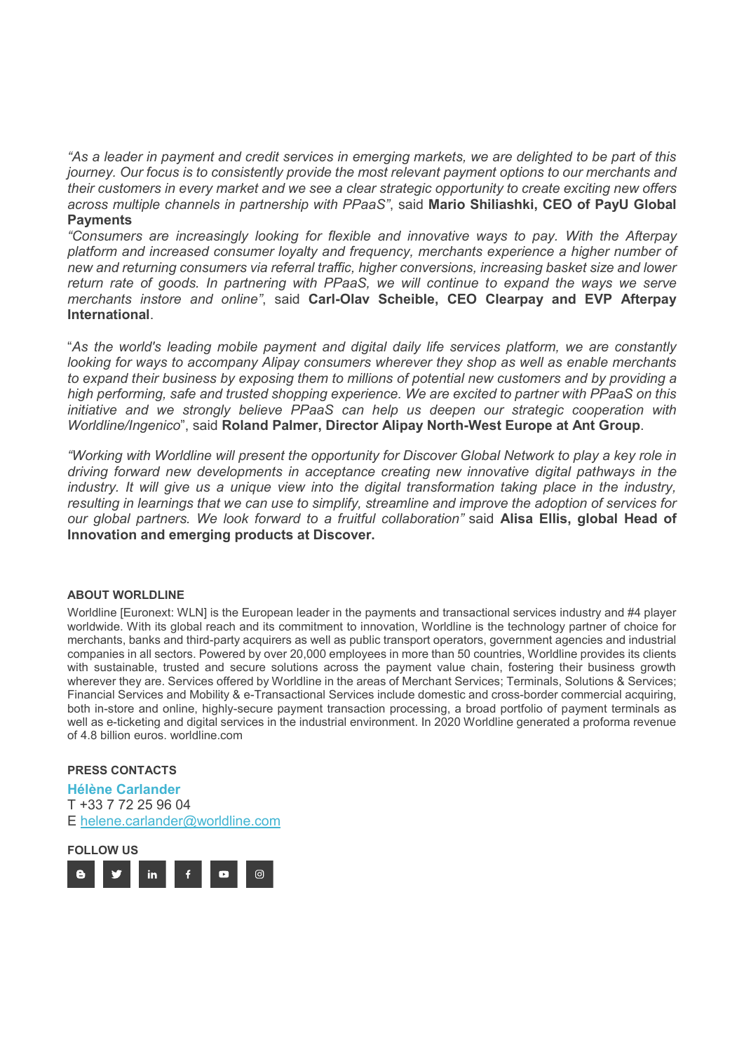*"As a leader in payment and credit services in emerging markets, we are delighted to be part of this journey. Our focus is to consistently provide the most relevant payment options to our merchants and their customers in every market and we see a clear strategic opportunity to create exciting new offers across multiple channels in partnership with PPaaS"*, said **Mario Shiliashki, CEO of PayU Global Payments**

*"Consumers are increasingly looking for flexible and innovative ways to pay. With the Afterpay platform and increased consumer loyalty and frequency, merchants experience a higher number of new and returning consumers via referral traffic, higher conversions, increasing basket size and lower return rate of goods. In partnering with PPaaS, we will continue to expand the ways we serve merchants instore and online"*, said **Carl-Olav Scheible, CEO Clearpay and EVP Afterpay International**.

"*As the world's leading mobile payment and digital daily life services platform, we are constantly looking for ways to accompany Alipay consumers wherever they shop as well as enable merchants to expand their business by exposing them to millions of potential new customers and by providing a high performing, safe and trusted shopping experience. We are excited to partner with PPaaS on this initiative and we strongly believe PPaaS can help us deepen our strategic cooperation with Worldline/Ingenico*", said **Roland Palmer, Director Alipay North-West Europe at Ant Group**.

*"Working with Worldline will present the opportunity for Discover Global Network to play a key role in driving forward new developments in acceptance creating new innovative digital pathways in the industry. It will give us a unique view into the digital transformation taking place in the industry, resulting in learnings that we can use to simplify, streamline and improve the adoption of services for our global partners. We look forward to a fruitful collaboration"* said **Alisa Ellis, global Head of Innovation and emerging products at Discover.**

## ABOUT WORLDLINE

Worldline [Euronext: WLN] is the European leader in the payments and transactional services industry and #4 player worldwide. With its global reach and its commitment to innovation, Worldline is the technology partner of choice for merchants, banks and third-party acquirers as well as public transport operators, government agencies and industrial companies in all sectors. Powered by over 20,000 employees in more than 50 countries, Worldline provides its clients with sustainable, trusted and secure solutions across the payment value chain, fostering their business growth wherever they are. Services offered by Worldline in the areas of Merchant Services; Terminals, Solutions & Services; Financial Services and Mobility & e-Transactional Services include domestic and cross-border commercial acquiring, both in-store and online, highly-secure payment transaction processing, a broad portfolio of payment terminals as well as e-ticketing and digital services in the industrial environment. In 2020 Worldline generated a proforma revenue of 4.8 billion euros. worldline.com

## PRESS CONTACTS

**Hélène Carlander**
T +33 7 72 25 96 04
E helene.carlander@worldline.com

## FOLLOW US